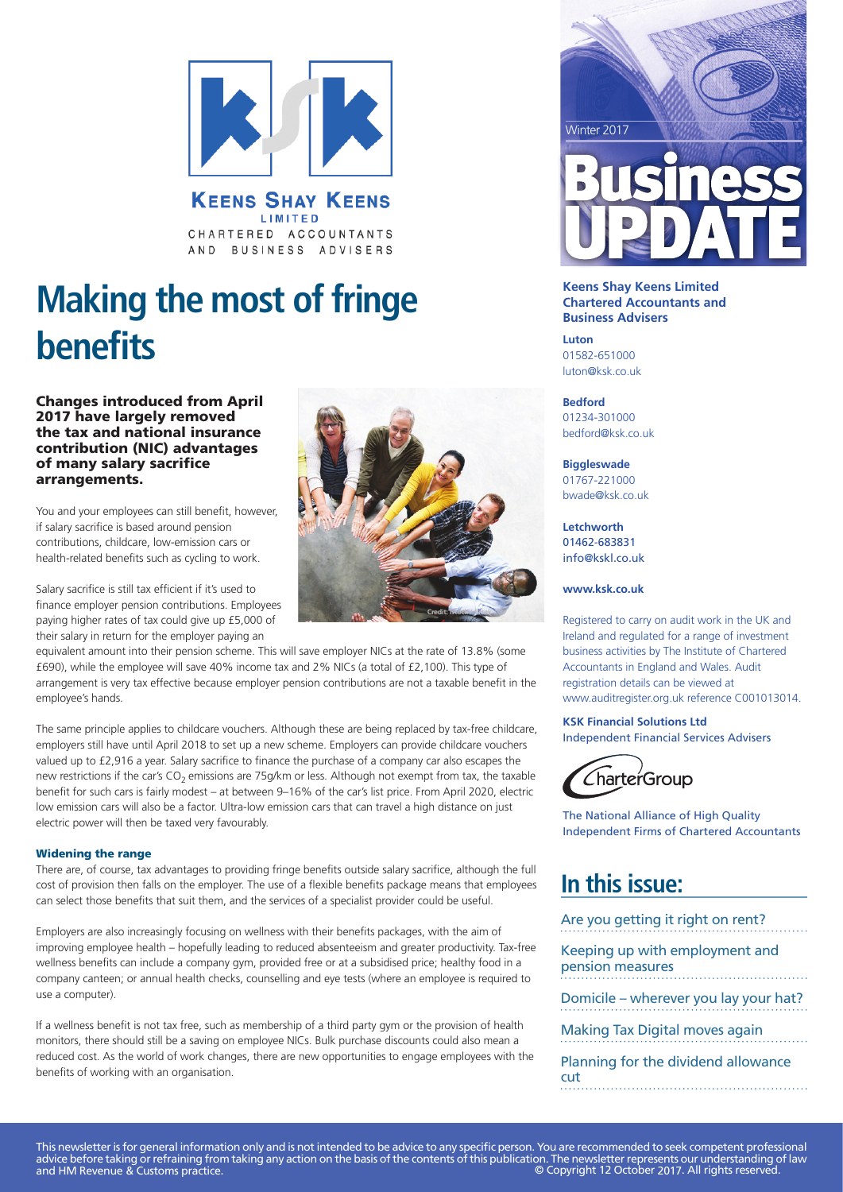**KEENS SHAY KEENS**
LIMITED
CHARTERED ACCOUNTANTS AND BUSINESS ADVISERS

# Making the most of fringe benefits

**Changes introduced from April 2017 have largely removed the tax and national insurance contribution (NIC) advantages of many salary sacrifice arrangements.**

You and your employees can still benefit, however, if salary sacrifice is based around pension contributions, childcare, low-emission cars or health-related benefits such as cycling to work.

Salary sacrifice is still tax efficient if it's used to finance employer pension contributions. Employees paying higher rates of tax could give up £5,000 of their salary in return for the employer paying an equivalent amount into their pension scheme. This will save employer NICs at the rate of 13.8% (some £690), while the employee will save 40% income tax and 2% NICs (a total of £2,100). This type of arrangement is very tax effective because employer pension contributions are not a taxable benefit in the employee's hands.

The same principle applies to childcare vouchers. Although these are being replaced by tax-free childcare, employers still have until April 2018 to set up a new scheme. Employers can provide childcare vouchers valued up to £2,916 a year. Salary sacrifice to finance the purchase of a company car also escapes the new restrictions if the car's $CO_2$ emissions are 75g/km or less. Although not exempt from tax, the taxable benefit for such cars is fairly modest – at between 9–16% of the car's list price. From April 2020, electric low emission cars will also be a factor. Ultra-low emission cars that can travel a high distance on just electric power will then be taxed very favourably.

### Widening the range

There are, of course, tax advantages to providing fringe benefits outside salary sacrifice, although the full cost of provision then falls on the employer. The use of a flexible benefits package means that employees can select those benefits that suit them, and the services of a specialist provider could be useful.

Employers are also increasingly focusing on wellness with their benefits packages, with the aim of improving employee health – hopefully leading to reduced absenteeism and greater productivity. Tax-free wellness benefits can include a company gym, provided free or at a subsidised price; healthy food in a company canteen; or annual health checks, counselling and eye tests (where an employee is required to use a computer).

If a wellness benefit is not tax free, such as membership of a third party gym or the provision of health monitors, there should still be a saving on employee NICs. Bulk purchase discounts could also mean a reduced cost. As the world of work changes, there are new opportunities to engage employees with the benefits of working with an organisation.

Winter 2017

# Business UPDATE

**Keens Shay Keens Limited Chartered Accountants and Business Advisers**

**Luton**
01582-651000
luton@ksk.co.uk

**Bedford**
01234-301000
bedford@ksk.co.uk

**Biggleswade**
01767-221000
bwade@ksk.co.uk

**Letchworth**
01462-683831
info@kskl.co.uk

**www.ksk.co.uk**

Registered to carry on audit work in the UK and Ireland and regulated for a range of investment business activities by The Institute of Chartered Accountants in England and Wales. Audit registration details can be viewed at www.auditregister.org.uk reference C001013014.

**KSK Financial Solutions Ltd**
Independent Financial Services Advisers

CharterGroup

The National Alliance of High Quality Independent Firms of Chartered Accountants

## In this issue:

- Are you getting it right on rent?
- Keeping up with employment and pension measures
- Domicile – wherever you lay your hat?
- Making Tax Digital moves again
- Planning for the dividend allowance cut

This newsletter is for general information only and is not intended to be advice to any specific person. You are recommended to seek competent professional advice before taking or refraining from taking any action on the basis of the contents of this publication. The newsletter represents our understanding of law and HM Revenue & Customs practice. © Copyright 12 October 2017. All rights reserved.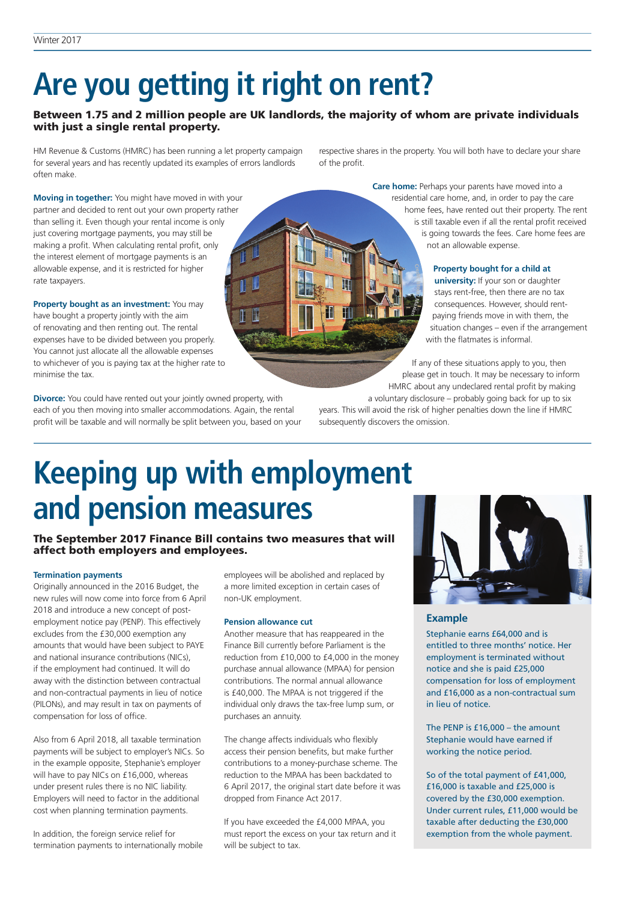# Are you getting it right on rent?

**Between 1.75 and 2 million people are UK landlords, the majority of whom are private individuals with just a single rental property.**

HM Revenue & Customs (HMRC) has been running a let property campaign for several years and has recently updated its examples of errors landlords often make.

**Moving in together:** You might have moved in with your partner and decided to rent out your own property rather than selling it. Even though your rental income is only just covering mortgage payments, you may still be making a profit. When calculating rental profit, only the interest element of mortgage payments is an allowable expense, and it is restricted for higher rate taxpayers.

**Property bought as an investment:** You may have bought a property jointly with the aim of renovating and then renting out. The rental expenses have to be divided between you properly. You cannot just allocate all the allowable expenses to whichever of you is paying tax at the higher rate to minimise the tax.

**Divorce:** You could have rented out your jointly owned property, with each of you then moving into smaller accommodations. Again, the rental profit will be taxable and will normally be split between you, based on your respective shares in the property. You will both have to declare your share of the profit.

**Care home:** Perhaps your parents have moved into a residential care home, and, in order to pay the care home fees, have rented out their property. The rent is still taxable even if all the rental profit received is going towards the fees. Care home fees are not an allowable expense.

**Property bought for a child at university:** If your son or daughter stays rent-free, then there are no tax consequences. However, should rent-paying friends move in with them, the situation changes – even if the arrangement with the flatmates is informal.

If any of these situations apply to you, then please get in touch. It may be necessary to inform HMRC about any undeclared rental profit by making a voluntary disclosure – probably going back for up to six years. This will avoid the risk of higher penalties down the line if HMRC subsequently discovers the omission.

# Keeping up with employment and pension measures

**The September 2017 Finance Bill contains two measures that will affect both employers and employees.**

### Termination payments

Originally announced in the 2016 Budget, the new rules will now come into force from 6 April 2018 and introduce a new concept of post-employment notice pay (PENP). This effectively excludes from the £30,000 exemption any amounts that would have been subject to PAYE and national insurance contributions (NICs), if the employment had continued. It will do away with the distinction between contractual and non-contractual payments in lieu of notice (PILONs), and may result in tax on payments of compensation for loss of office.

Also from 6 April 2018, all taxable termination payments will be subject to employer's NICs. So in the example opposite, Stephanie's employer will have to pay NICs on £16,000, whereas under present rules there is no NIC liability. Employers will need to factor in the additional cost when planning termination payments.

In addition, the foreign service relief for termination payments to internationally mobile employees will be abolished and replaced by a more limited exception in certain cases of non-UK employment.

### Pension allowance cut

Another measure that has reappeared in the Finance Bill currently before Parliament is the reduction from £10,000 to £4,000 in the money purchase annual allowance (MPAA) for pension contributions. The normal annual allowance is £40,000. The MPAA is not triggered if the individual only draws the tax-free lump sum, or purchases an annuity.

The change affects individuals who flexibly access their pension benefits, but make further contributions to a money-purchase scheme. The reduction to the MPAA has been backdated to 6 April 2017, the original start date before it was dropped from Finance Act 2017.

If you have exceeded the £4,000 MPAA, you must report the excess on your tax return and it will be subject to tax.

### Example

Stephanie earns £64,000 and is entitled to three months' notice. Her employment is terminated without notice and she is paid £25,000 compensation for loss of employment and £16,000 as a non-contractual sum in lieu of notice.

The PENP is £16,000 – the amount Stephanie would have earned if working the notice period.

So of the total payment of £41,000, £16,000 is taxable and £25,000 is covered by the £30,000 exemption. Under current rules, £11,000 would be taxable after deducting the £30,000 exemption from the whole payment.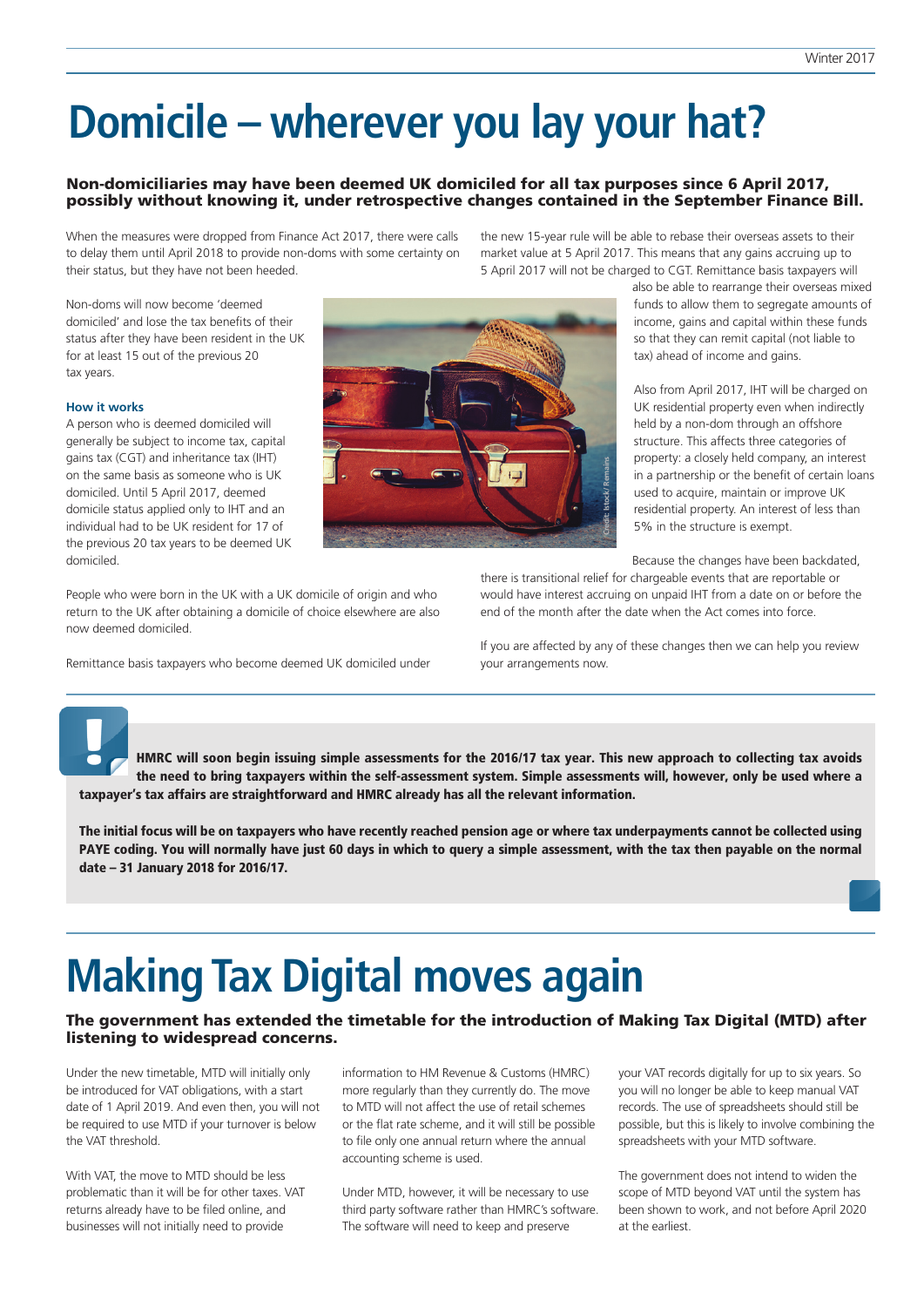# Domicile – wherever you lay your hat?

**Non-domiciliaries may have been deemed UK domiciled for all tax purposes since 6 April 2017, possibly without knowing it, under retrospective changes contained in the September Finance Bill.**

When the measures were dropped from Finance Act 2017, there were calls to delay them until April 2018 to provide non-doms with some certainty on their status, but they have not been heeded.

Non-doms will now become 'deemed domiciled' and lose the tax benefits of their status after they have been resident in the UK for at least 15 out of the previous 20 tax years.

### How it works

A person who is deemed domiciled will generally be subject to income tax, capital gains tax (CGT) and inheritance tax (IHT) on the same basis as someone who is UK domiciled. Until 5 April 2017, deemed domicile status applied only to IHT and an individual had to be UK resident for 17 of the previous 20 tax years to be deemed UK domiciled.

People who were born in the UK with a UK domicile of origin and who return to the UK after obtaining a domicile of choice elsewhere are also now deemed domiciled.

Remittance basis taxpayers who become deemed UK domiciled under the new 15-year rule will be able to rebase their overseas assets to their market value at 5 April 2017. This means that any gains accruing up to 5 April 2017 will not be charged to CGT. Remittance basis taxpayers will also be able to rearrange their overseas mixed funds to allow them to segregate amounts of income, gains and capital within these funds so that they can remit capital (not liable to tax) ahead of income and gains.

Also from April 2017, IHT will be charged on UK residential property even when indirectly held by a non-dom through an offshore structure. This affects three categories of property: a closely held company, an interest in a partnership or the benefit of certain loans used to acquire, maintain or improve UK residential property. An interest of less than 5% in the structure is exempt.

Because the changes have been backdated, there is transitional relief for chargeable events that are reportable or would have interest accruing on unpaid IHT from a date on or before the end of the month after the date when the Act comes into force.

If you are affected by any of these changes then we can help you review your arrangements now.

---

**HMRC will soon begin issuing simple assessments for the 2016/17 tax year. This new approach to collecting tax avoids the need to bring taxpayers within the self-assessment system. Simple assessments will, however, only be used where a taxpayer's tax affairs are straightforward and HMRC already has all the relevant information.**

**The initial focus will be on taxpayers who have recently reached pension age or where tax underpayments cannot be collected using PAYE coding. You will normally have just 60 days in which to query a simple assessment, with the tax then payable on the normal date – 31 January 2018 for 2016/17.**

---

# Making Tax Digital moves again

**The government has extended the timetable for the introduction of Making Tax Digital (MTD) after listening to widespread concerns.**

Under the new timetable, MTD will initially only be introduced for VAT obligations, with a start date of 1 April 2019. And even then, you will not be required to use MTD if your turnover is below the VAT threshold.

With VAT, the move to MTD should be less problematic than it will be for other taxes. VAT returns already have to be filed online, and businesses will not initially need to provide information to HM Revenue & Customs (HMRC) more regularly than they currently do. The move to MTD will not affect the use of retail schemes or the flat rate scheme, and it will still be possible to file only one annual return where the annual accounting scheme is used.

Under MTD, however, it will be necessary to use third party software rather than HMRC's software. The software will need to keep and preserve your VAT records digitally for up to six years. So you will no longer be able to keep manual VAT records. The use of spreadsheets should still be possible, but this is likely to involve combining the spreadsheets with your MTD software.

The government does not intend to widen the scope of MTD beyond VAT until the system has been shown to work, and not before April 2020 at the earliest.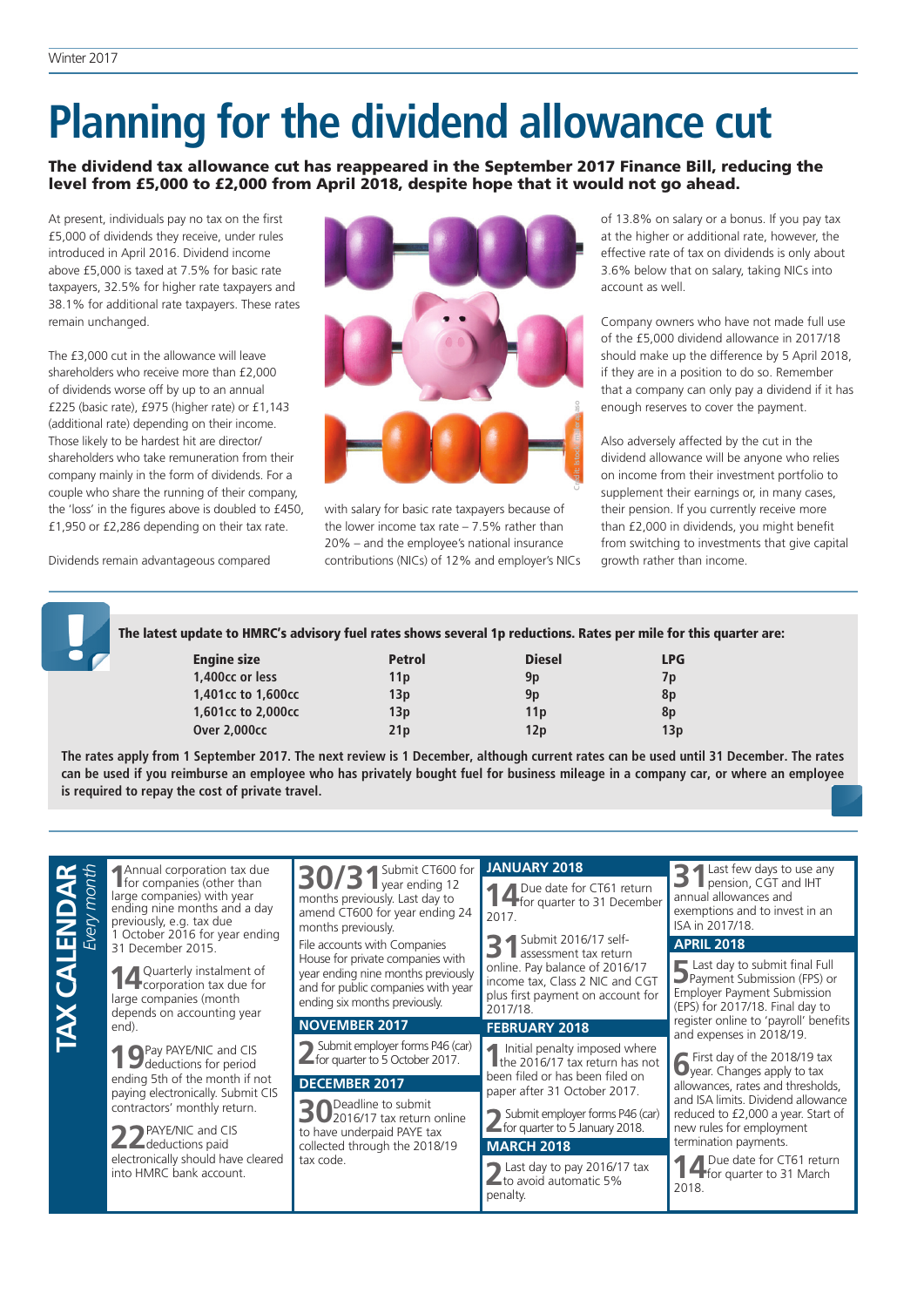# Planning for the dividend allowance cut

**The dividend tax allowance cut has reappeared in the September 2017 Finance Bill, reducing the level from £5,000 to £2,000 from April 2018, despite hope that it would not go ahead.**

At present, individuals pay no tax on the first £5,000 of dividends they receive, under rules introduced in April 2016. Dividend income above £5,000 is taxed at 7.5% for basic rate taxpayers, 32.5% for higher rate taxpayers and 38.1% for additional rate taxpayers. These rates remain unchanged.

The £3,000 cut in the allowance will leave shareholders who receive more than £2,000 of dividends worse off by up to an annual £225 (basic rate), £975 (higher rate) or £1,143 (additional rate) depending on their income. Those likely to be hardest hit are director/shareholders who take remuneration from their company mainly in the form of dividends. For a couple who share the running of their company, the 'loss' in the figures above is doubled to £450, £1,950 or £2,286 depending on their tax rate.

Dividends remain advantageous compared with salary for basic rate taxpayers because of the lower income tax rate – 7.5% rather than 20% – and the employee's national insurance contributions (NICs) of 12% and employer's NICs of 13.8% on salary or a bonus. If you pay tax at the higher or additional rate, however, the effective rate of tax on dividends is only about 3.6% below that on salary, taking NICs into account as well.

Company owners who have not made full use of the £5,000 dividend allowance in 2017/18 should make up the difference by 5 April 2018, if they are in a position to do so. Remember that a company can only pay a dividend if it has enough reserves to cover the payment.

Also adversely affected by the cut in the dividend allowance will be anyone who relies on income from their investment portfolio to supplement their earnings or, in many cases, their pension. If you currently receive more than £2,000 in dividends, you might benefit from switching to investments that give capital growth rather than income.

---

**The latest update to HMRC's advisory fuel rates shows several 1p reductions. Rates per mile for this quarter are:**

| Engine size | Petrol | Diesel | LPG |
|---|---|---|---|
| 1,400cc or less | 11p | 9p | 7p |
| 1,401cc to 1,600cc | 13p | 9p | 8p |
| 1,601cc to 2,000cc | 13p | 11p | 8p |
| Over 2,000cc | 21p | 12p | 13p |

**The rates apply from 1 September 2017. The next review is 1 December, although current rates can be used until 31 December. The rates can be used if you reimburse an employee who has privately bought fuel for business mileage in a company car, or where an employee is required to repay the cost of private travel.**

---

## TAX CALENDAR

*Every month*

**1** Annual corporation tax due for companies (other than large companies) with year ending nine months and a day previously, e.g. tax due 1 October 2016 for year ending 31 December 2015.

**14** Quarterly instalment of corporation tax due for large companies (month depends on accounting year end).

**19** Pay PAYE/NIC and CIS deductions for period ending 5th of the month if not paying electronically. Submit CIS contractors' monthly return.

**22** PAYE/NIC and CIS deductions paid electronically should have cleared into HMRC bank account.

**30/31** Submit CT600 for year ending 12 months previously. Last day to amend CT600 for year ending 24 months previously.

File accounts with Companies House for private companies with year ending nine months previously and for public companies with year ending six months previously.

### NOVEMBER 2017

**2** Submit employer forms P46 (car) for quarter to 5 October 2017.

### DECEMBER 2017

**30** Deadline to submit 2016/17 tax return online to have underpaid PAYE tax collected through the 2018/19 tax code.

### JANUARY 2018

**14** Due date for CT61 return for quarter to 31 December 2017.

**31** Submit 2016/17 self-assessment tax return online. Pay balance of 2016/17 income tax, Class 2 NIC and CGT plus first payment on account for 2017/18.

### FEBRUARY 2018

**1** Initial penalty imposed where the 2016/17 tax return has not been filed or has been filed on paper after 31 October 2017.

**2** Submit employer forms P46 (car) for quarter to 5 January 2018.

### MARCH 2018

**2** Last day to pay 2016/17 tax to avoid automatic 5% penalty.

**31** Last few days to use any pension, CGT and IHT annual allowances and exemptions and to invest in an ISA in 2017/18.

### APRIL 2018

**5** Last day to submit final Full Payment Submission (FPS) or Employer Payment Submission (EPS) for 2017/18. Final day to register online to 'payroll' benefits and expenses in 2018/19.

**6** First day of the 2018/19 tax year. Changes apply to tax allowances, rates and thresholds, and ISA limits. Dividend allowance reduced to £2,000 a year. Start of new rules for employment termination payments.

**14** Due date for CT61 return for quarter to 31 March 2018.